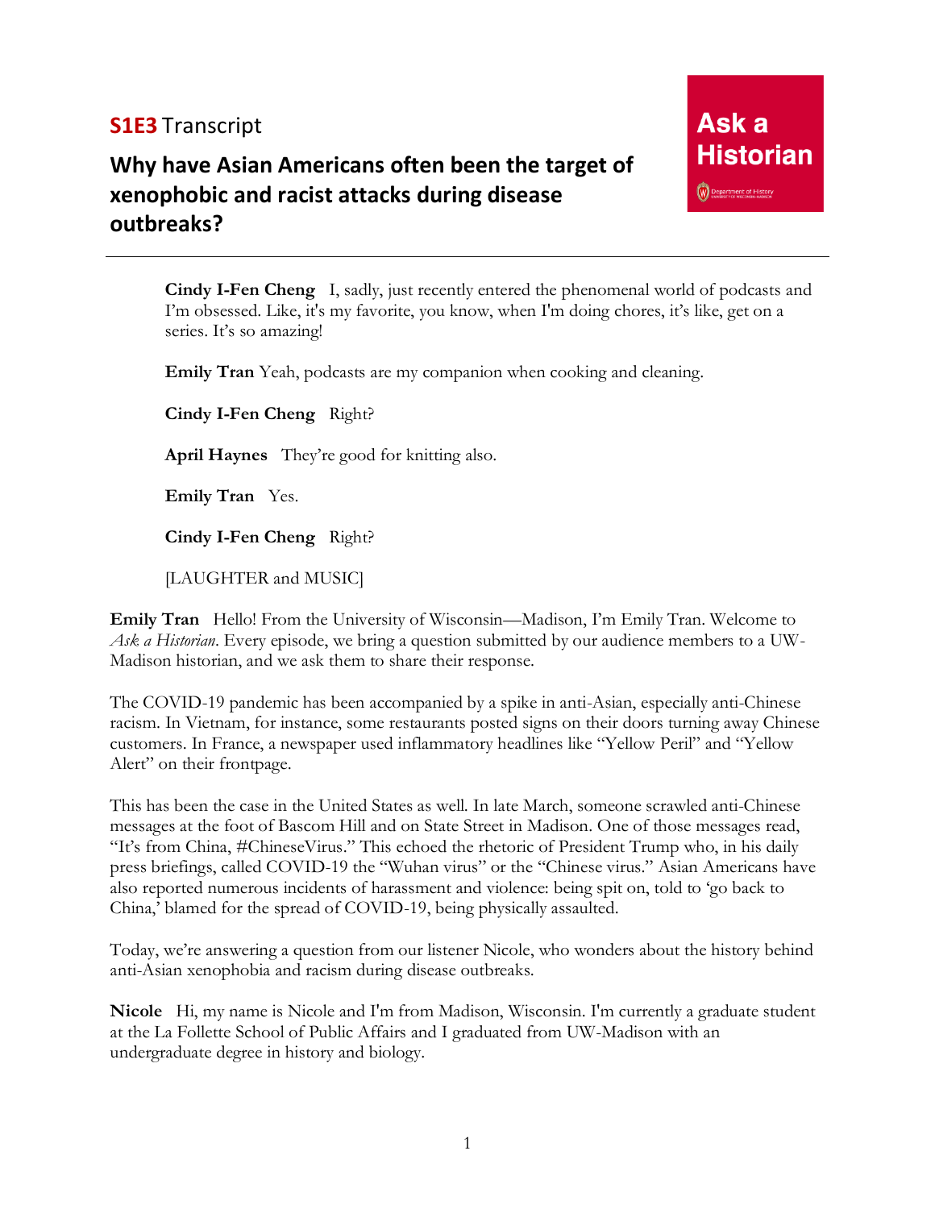**S1E3** Transcript

# Why have Asian Americans often been the target of xenophobic and racist attacks during disease outbreaks?

Ask a Historian

Department of History

---

> **Cindy I-Fen Cheng** I, sadly, just recently entered the phenomenal world of podcasts and I'm obsessed. Like, it's my favorite, you know, when I'm doing chores, it's like, get on a series. It's so amazing!
>
> **Emily Tran** Yeah, podcasts are my companion when cooking and cleaning.
>
> **Cindy I-Fen Cheng** Right?
>
> **April Haynes** They're good for knitting also.
>
> **Emily Tran** Yes.
>
> **Cindy I-Fen Cheng** Right?
>
> [LAUGHTER and MUSIC]

**Emily Tran** Hello! From the University of Wisconsin—Madison, I'm Emily Tran. Welcome to *Ask a Historian*. Every episode, we bring a question submitted by our audience members to a UW-Madison historian, and we ask them to share their response.

The COVID-19 pandemic has been accompanied by a spike in anti-Asian, especially anti-Chinese racism. In Vietnam, for instance, some restaurants posted signs on their doors turning away Chinese customers. In France, a newspaper used inflammatory headlines like "Yellow Peril" and "Yellow Alert" on their frontpage.

This has been the case in the United States as well. In late March, someone scrawled anti-Chinese messages at the foot of Bascom Hill and on State Street in Madison. One of those messages read, "It's from China, #ChineseVirus." This echoed the rhetoric of President Trump who, in his daily press briefings, called COVID-19 the "Wuhan virus" or the "Chinese virus." Asian Americans have also reported numerous incidents of harassment and violence: being spit on, told to 'go back to China,' blamed for the spread of COVID-19, being physically assaulted.

Today, we're answering a question from our listener Nicole, who wonders about the history behind anti-Asian xenophobia and racism during disease outbreaks.

**Nicole** Hi, my name is Nicole and I'm from Madison, Wisconsin. I'm currently a graduate student at the La Follette School of Public Affairs and I graduated from UW-Madison with an undergraduate degree in history and biology.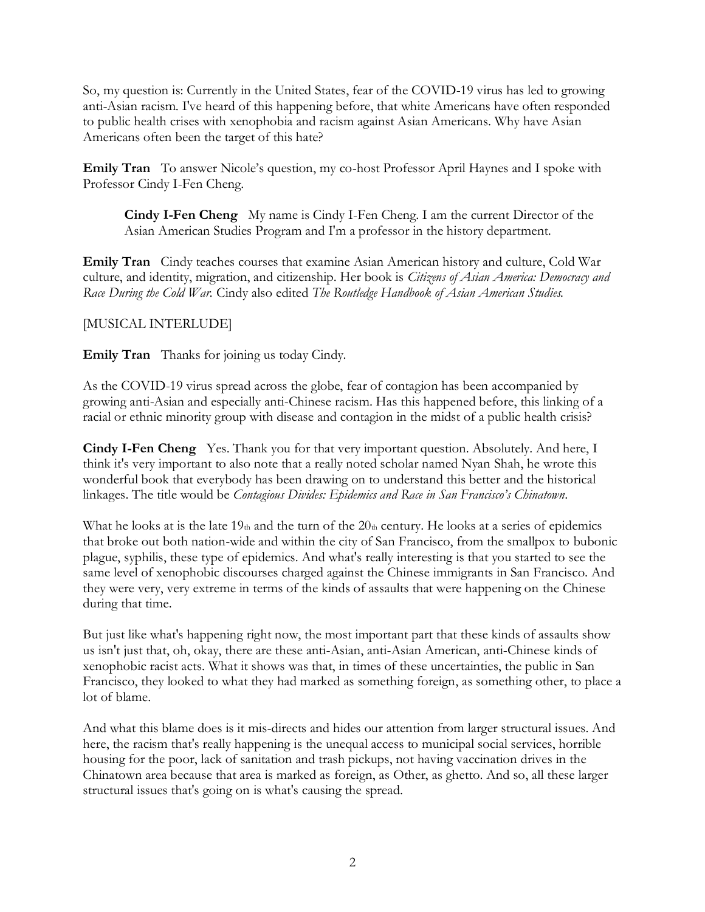So, my question is: Currently in the United States, fear of the COVID-19 virus has led to growing anti-Asian racism. I've heard of this happening before, that white Americans have often responded to public health crises with xenophobia and racism against Asian Americans. Why have Asian Americans often been the target of this hate?

**Emily Tran** To answer Nicole's question, my co-host Professor April Haynes and I spoke with Professor Cindy I-Fen Cheng.

> **Cindy I-Fen Cheng** My name is Cindy I-Fen Cheng. I am the current Director of the Asian American Studies Program and I'm a professor in the history department.

**Emily Tran** Cindy teaches courses that examine Asian American history and culture, Cold War culture, and identity, migration, and citizenship. Her book is *Citizens of Asian America: Democracy and Race During the Cold War.* Cindy also edited *The Routledge Handbook of Asian American Studies.*

[MUSICAL INTERLUDE]

**Emily Tran** Thanks for joining us today Cindy.

As the COVID-19 virus spread across the globe, fear of contagion has been accompanied by growing anti-Asian and especially anti-Chinese racism. Has this happened before, this linking of a racial or ethnic minority group with disease and contagion in the midst of a public health crisis?

**Cindy I-Fen Cheng** Yes. Thank you for that very important question. Absolutely. And here, I think it's very important to also note that a really noted scholar named Nyan Shah, he wrote this wonderful book that everybody has been drawing on to understand this better and the historical linkages. The title would be *Contagious Divides: Epidemics and Race in San Francisco's Chinatown*.

What he looks at is the late 19th and the turn of the 20th century. He looks at a series of epidemics that broke out both nation-wide and within the city of San Francisco, from the smallpox to bubonic plague, syphilis, these type of epidemics. And what's really interesting is that you started to see the same level of xenophobic discourses charged against the Chinese immigrants in San Francisco. And they were very, very extreme in terms of the kinds of assaults that were happening on the Chinese during that time.

But just like what's happening right now, the most important part that these kinds of assaults show us isn't just that, oh, okay, there are these anti-Asian, anti-Asian American, anti-Chinese kinds of xenophobic racist acts. What it shows was that, in times of these uncertainties, the public in San Francisco, they looked to what they had marked as something foreign, as something other, to place a lot of blame.

And what this blame does is it mis-directs and hides our attention from larger structural issues. And here, the racism that's really happening is the unequal access to municipal social services, horrible housing for the poor, lack of sanitation and trash pickups, not having vaccination drives in the Chinatown area because that area is marked as foreign, as Other, as ghetto. And so, all these larger structural issues that's going on is what's causing the spread.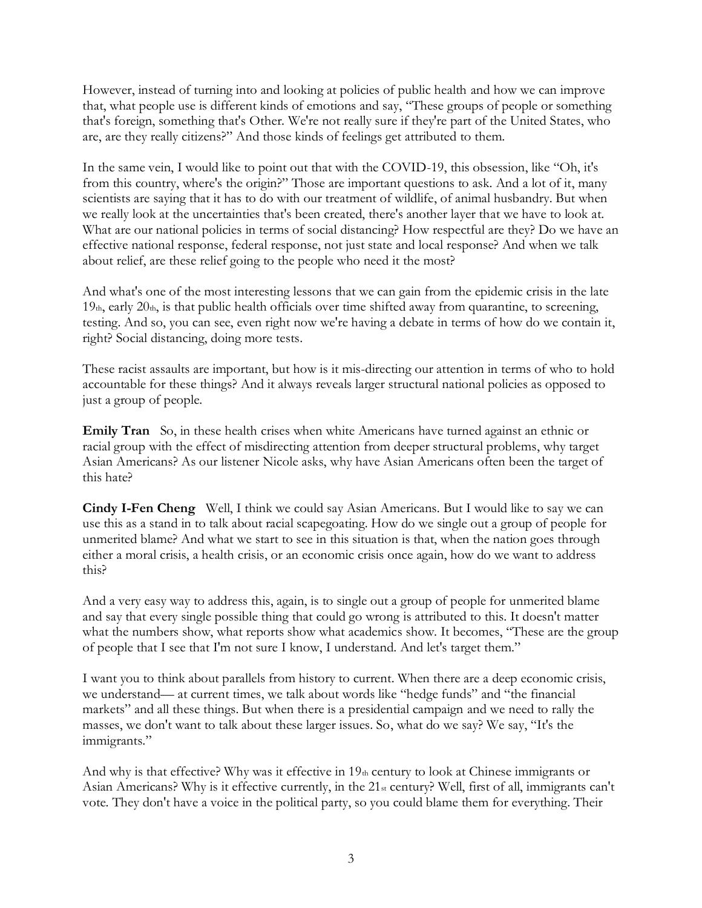However, instead of turning into and looking at policies of public health and how we can improve that, what people use is different kinds of emotions and say, "These groups of people or something that's foreign, something that's Other. We're not really sure if they're part of the United States, who are, are they really citizens?" And those kinds of feelings get attributed to them.

In the same vein, I would like to point out that with the COVID-19, this obsession, like "Oh, it's from this country, where's the origin?" Those are important questions to ask. And a lot of it, many scientists are saying that it has to do with our treatment of wildlife, of animal husbandry. But when we really look at the uncertainties that's been created, there's another layer that we have to look at. What are our national policies in terms of social distancing? How respectful are they? Do we have an effective national response, federal response, not just state and local response? And when we talk about relief, are these relief going to the people who need it the most?

And what's one of the most interesting lessons that we can gain from the epidemic crisis in the late 19th, early 20th, is that public health officials over time shifted away from quarantine, to screening, testing. And so, you can see, even right now we're having a debate in terms of how do we contain it, right? Social distancing, doing more tests.

These racist assaults are important, but how is it mis-directing our attention in terms of who to hold accountable for these things? And it always reveals larger structural national policies as opposed to just a group of people.

**Emily Tran** So, in these health crises when white Americans have turned against an ethnic or racial group with the effect of misdirecting attention from deeper structural problems, why target Asian Americans? As our listener Nicole asks, why have Asian Americans often been the target of this hate?

**Cindy I-Fen Cheng** Well, I think we could say Asian Americans. But I would like to say we can use this as a stand in to talk about racial scapegoating. How do we single out a group of people for unmerited blame? And what we start to see in this situation is that, when the nation goes through either a moral crisis, a health crisis, or an economic crisis once again, how do we want to address this?

And a very easy way to address this, again, is to single out a group of people for unmerited blame and say that every single possible thing that could go wrong is attributed to this. It doesn't matter what the numbers show, what reports show what academics show. It becomes, "These are the group of people that I see that I'm not sure I know, I understand. And let's target them."

I want you to think about parallels from history to current. When there are a deep economic crisis, we understand— at current times, we talk about words like "hedge funds" and "the financial markets" and all these things. But when there is a presidential campaign and we need to rally the masses, we don't want to talk about these larger issues. So, what do we say? We say, "It's the immigrants."

And why is that effective? Why was it effective in 19th century to look at Chinese immigrants or Asian Americans? Why is it effective currently, in the 21st century? Well, first of all, immigrants can't vote. They don't have a voice in the political party, so you could blame them for everything. Their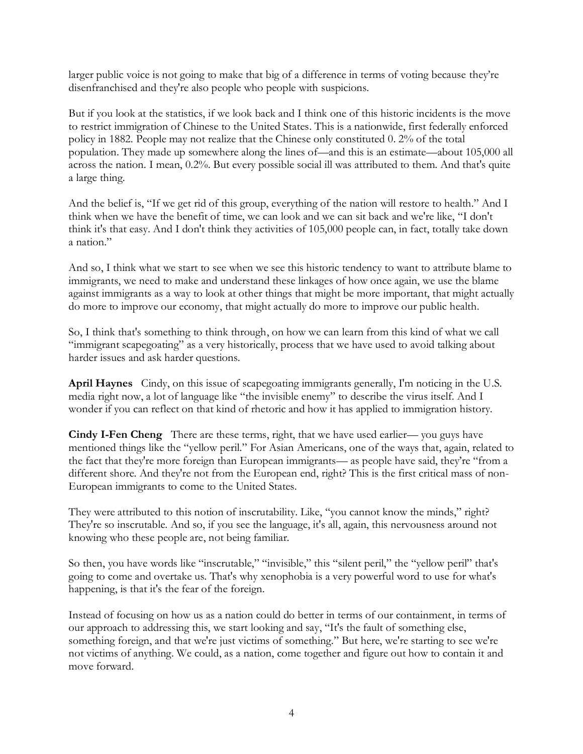larger public voice is not going to make that big of a difference in terms of voting because they're disenfranchised and they're also people who people with suspicions.

But if you look at the statistics, if we look back and I think one of this historic incidents is the move to restrict immigration of Chinese to the United States. This is a nationwide, first federally enforced policy in 1882. People may not realize that the Chinese only constituted 0. 2% of the total population. They made up somewhere along the lines of—and this is an estimate—about 105,000 all across the nation. I mean, 0.2%. But every possible social ill was attributed to them. And that's quite a large thing.

And the belief is, "If we get rid of this group, everything of the nation will restore to health." And I think when we have the benefit of time, we can look and we can sit back and we're like, "I don't think it's that easy. And I don't think they activities of 105,000 people can, in fact, totally take down a nation."

And so, I think what we start to see when we see this historic tendency to want to attribute blame to immigrants, we need to make and understand these linkages of how once again, we use the blame against immigrants as a way to look at other things that might be more important, that might actually do more to improve our economy, that might actually do more to improve our public health.

So, I think that's something to think through, on how we can learn from this kind of what we call "immigrant scapegoating" as a very historically, process that we have used to avoid talking about harder issues and ask harder questions.

**April Haynes** Cindy, on this issue of scapegoating immigrants generally, I'm noticing in the U.S. media right now, a lot of language like "the invisible enemy" to describe the virus itself. And I wonder if you can reflect on that kind of rhetoric and how it has applied to immigration history.

**Cindy I-Fen Cheng** There are these terms, right, that we have used earlier— you guys have mentioned things like the "yellow peril." For Asian Americans, one of the ways that, again, related to the fact that they're more foreign than European immigrants— as people have said, they're "from a different shore. And they're not from the European end, right? This is the first critical mass of non-European immigrants to come to the United States.

They were attributed to this notion of inscrutability. Like, "you cannot know the minds," right? They're so inscrutable. And so, if you see the language, it's all, again, this nervousness around not knowing who these people are, not being familiar.

So then, you have words like "inscrutable," "invisible," this "silent peril," the "yellow peril" that's going to come and overtake us. That's why xenophobia is a very powerful word to use for what's happening, is that it's the fear of the foreign.

Instead of focusing on how us as a nation could do better in terms of our containment, in terms of our approach to addressing this, we start looking and say, "It's the fault of something else, something foreign, and that we're just victims of something." But here, we're starting to see we're not victims of anything. We could, as a nation, come together and figure out how to contain it and move forward.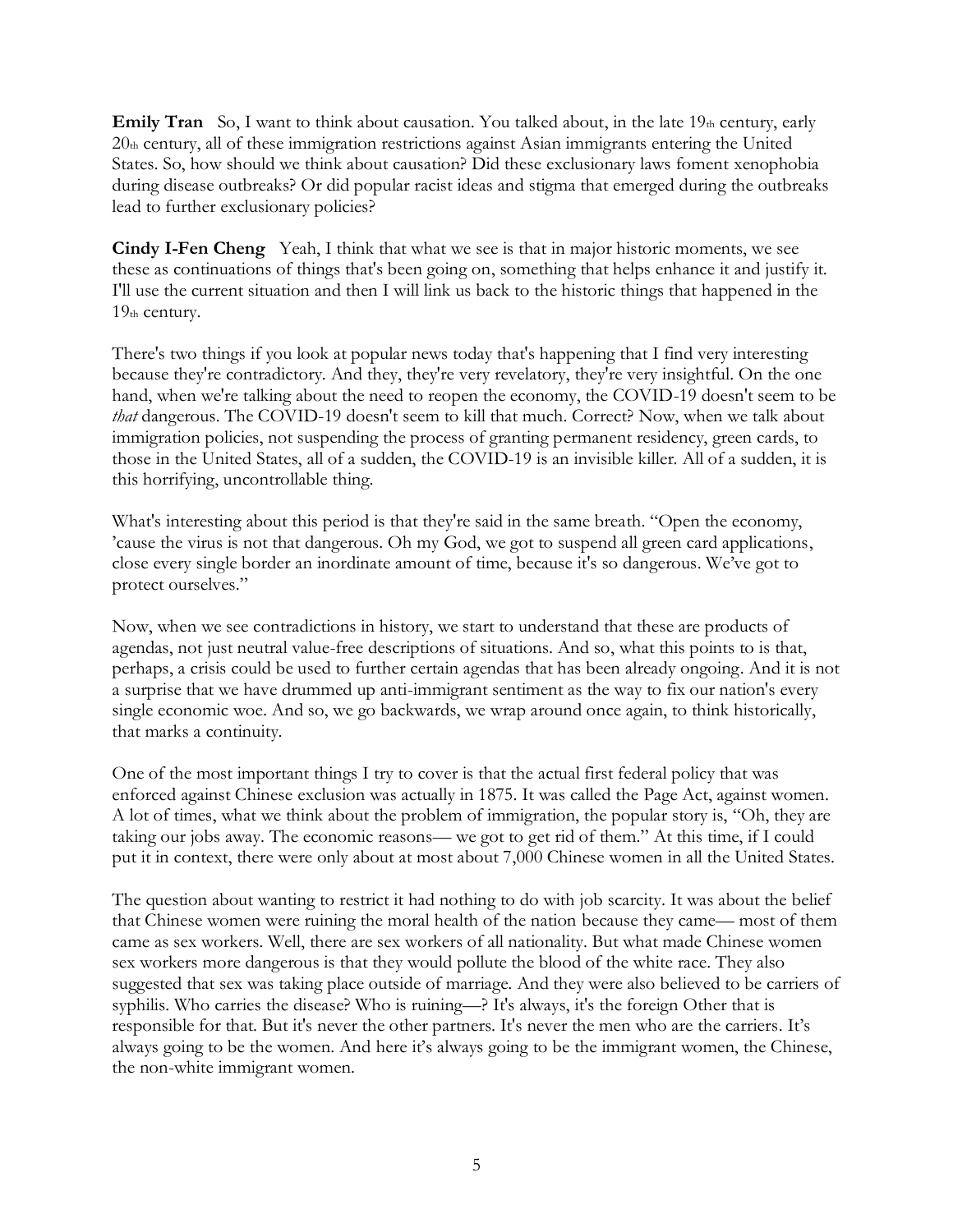**Emily Tran** So, I want to think about causation. You talked about, in the late 19th century, early 20th century, all of these immigration restrictions against Asian immigrants entering the United States. So, how should we think about causation? Did these exclusionary laws foment xenophobia during disease outbreaks? Or did popular racist ideas and stigma that emerged during the outbreaks lead to further exclusionary policies?

**Cindy I-Fen Cheng** Yeah, I think that what we see is that in major historic moments, we see these as continuations of things that's been going on, something that helps enhance it and justify it. I'll use the current situation and then I will link us back to the historic things that happened in the 19th century.

There's two things if you look at popular news today that's happening that I find very interesting because they're contradictory. And they, they're very revelatory, they're very insightful. On the one hand, when we're talking about the need to reopen the economy, the COVID-19 doesn't seem to be *that* dangerous. The COVID-19 doesn't seem to kill that much. Correct? Now, when we talk about immigration policies, not suspending the process of granting permanent residency, green cards, to those in the United States, all of a sudden, the COVID-19 is an invisible killer. All of a sudden, it is this horrifying, uncontrollable thing.

What's interesting about this period is that they're said in the same breath. "Open the economy, 'cause the virus is not that dangerous. Oh my God, we got to suspend all green card applications, close every single border an inordinate amount of time, because it's so dangerous. We've got to protect ourselves."

Now, when we see contradictions in history, we start to understand that these are products of agendas, not just neutral value-free descriptions of situations. And so, what this points to is that, perhaps, a crisis could be used to further certain agendas that has been already ongoing. And it is not a surprise that we have drummed up anti-immigrant sentiment as the way to fix our nation's every single economic woe. And so, we go backwards, we wrap around once again, to think historically, that marks a continuity.

One of the most important things I try to cover is that the actual first federal policy that was enforced against Chinese exclusion was actually in 1875. It was called the Page Act, against women. A lot of times, what we think about the problem of immigration, the popular story is, "Oh, they are taking our jobs away. The economic reasons— we got to get rid of them." At this time, if I could put it in context, there were only about at most about 7,000 Chinese women in all the United States.

The question about wanting to restrict it had nothing to do with job scarcity. It was about the belief that Chinese women were ruining the moral health of the nation because they came— most of them came as sex workers. Well, there are sex workers of all nationality. But what made Chinese women sex workers more dangerous is that they would pollute the blood of the white race. They also suggested that sex was taking place outside of marriage. And they were also believed to be carriers of syphilis. Who carries the disease? Who is ruining—? It's always, it's the foreign Other that is responsible for that. But it's never the other partners. It's never the men who are the carriers. It's always going to be the women. And here it's always going to be the immigrant women, the Chinese, the non-white immigrant women.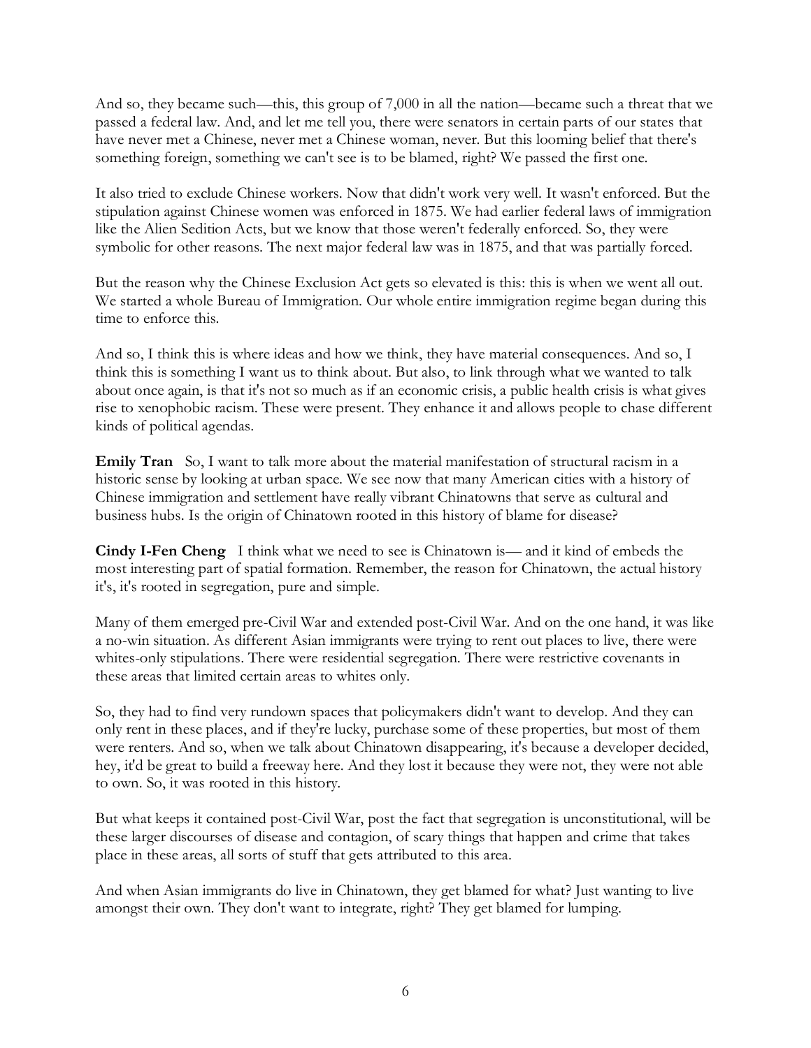And so, they became such—this, this group of 7,000 in all the nation—became such a threat that we passed a federal law. And, and let me tell you, there were senators in certain parts of our states that have never met a Chinese, never met a Chinese woman, never. But this looming belief that there's something foreign, something we can't see is to be blamed, right? We passed the first one.

It also tried to exclude Chinese workers. Now that didn't work very well. It wasn't enforced. But the stipulation against Chinese women was enforced in 1875. We had earlier federal laws of immigration like the Alien Sedition Acts, but we know that those weren't federally enforced. So, they were symbolic for other reasons. The next major federal law was in 1875, and that was partially forced.

But the reason why the Chinese Exclusion Act gets so elevated is this: this is when we went all out. We started a whole Bureau of Immigration. Our whole entire immigration regime began during this time to enforce this.

And so, I think this is where ideas and how we think, they have material consequences. And so, I think this is something I want us to think about. But also, to link through what we wanted to talk about once again, is that it's not so much as if an economic crisis, a public health crisis is what gives rise to xenophobic racism. These were present. They enhance it and allows people to chase different kinds of political agendas.

**Emily Tran** So, I want to talk more about the material manifestation of structural racism in a historic sense by looking at urban space. We see now that many American cities with a history of Chinese immigration and settlement have really vibrant Chinatowns that serve as cultural and business hubs. Is the origin of Chinatown rooted in this history of blame for disease?

**Cindy I-Fen Cheng** I think what we need to see is Chinatown is— and it kind of embeds the most interesting part of spatial formation. Remember, the reason for Chinatown, the actual history it's, it's rooted in segregation, pure and simple.

Many of them emerged pre-Civil War and extended post-Civil War. And on the one hand, it was like a no-win situation. As different Asian immigrants were trying to rent out places to live, there were whites-only stipulations. There were residential segregation. There were restrictive covenants in these areas that limited certain areas to whites only.

So, they had to find very rundown spaces that policymakers didn't want to develop. And they can only rent in these places, and if they're lucky, purchase some of these properties, but most of them were renters. And so, when we talk about Chinatown disappearing, it's because a developer decided, hey, it'd be great to build a freeway here. And they lost it because they were not, they were not able to own. So, it was rooted in this history.

But what keeps it contained post-Civil War, post the fact that segregation is unconstitutional, will be these larger discourses of disease and contagion, of scary things that happen and crime that takes place in these areas, all sorts of stuff that gets attributed to this area.

And when Asian immigrants do live in Chinatown, they get blamed for what? Just wanting to live amongst their own. They don't want to integrate, right? They get blamed for lumping.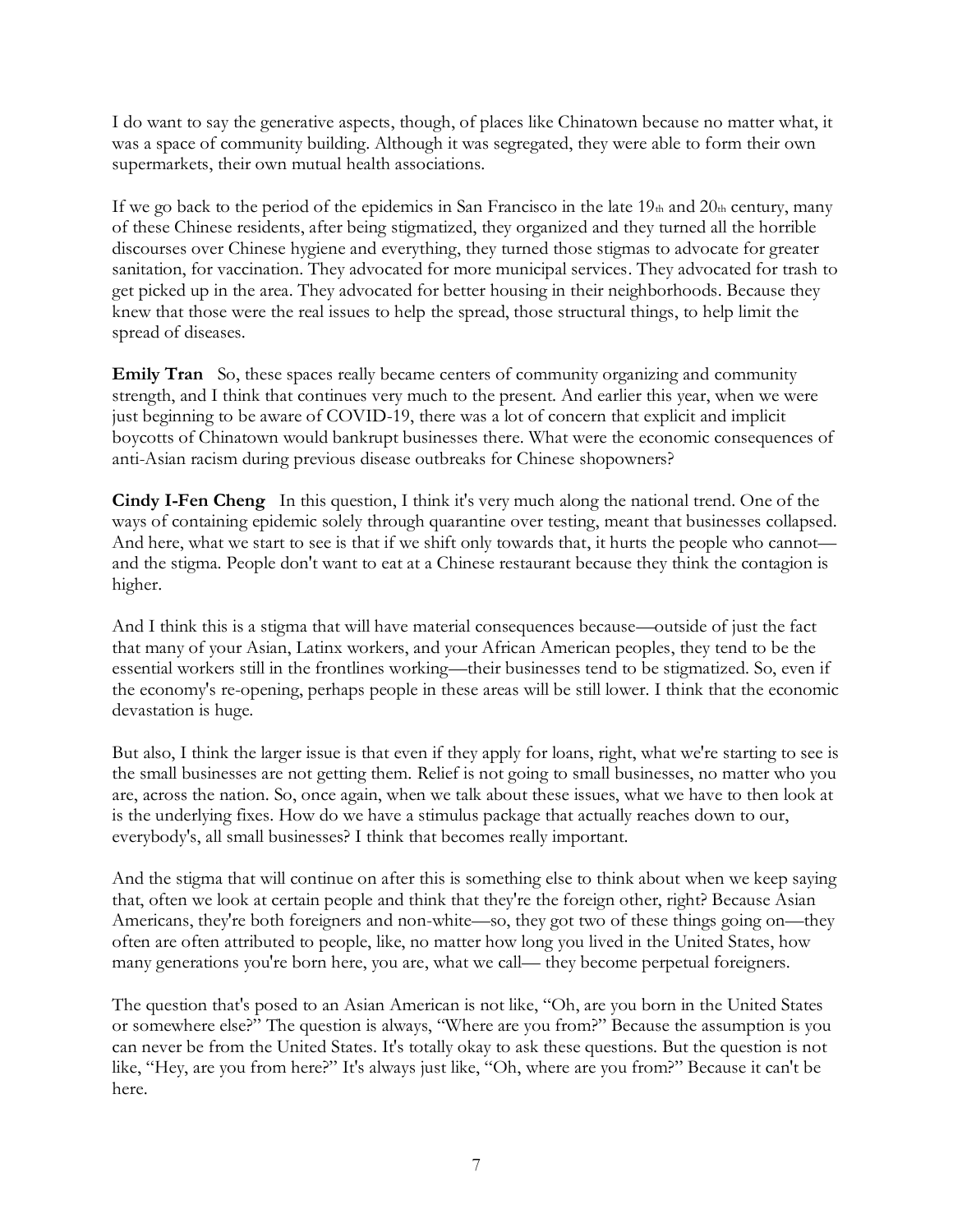I do want to say the generative aspects, though, of places like Chinatown because no matter what, it was a space of community building. Although it was segregated, they were able to form their own supermarkets, their own mutual health associations.

If we go back to the period of the epidemics in San Francisco in the late 19th and 20th century, many of these Chinese residents, after being stigmatized, they organized and they turned all the horrible discourses over Chinese hygiene and everything, they turned those stigmas to advocate for greater sanitation, for vaccination. They advocated for more municipal services. They advocated for trash to get picked up in the area. They advocated for better housing in their neighborhoods. Because they knew that those were the real issues to help the spread, those structural things, to help limit the spread of diseases.

**Emily Tran** So, these spaces really became centers of community organizing and community strength, and I think that continues very much to the present. And earlier this year, when we were just beginning to be aware of COVID-19, there was a lot of concern that explicit and implicit boycotts of Chinatown would bankrupt businesses there. What were the economic consequences of anti-Asian racism during previous disease outbreaks for Chinese shopowners?

**Cindy I-Fen Cheng** In this question, I think it's very much along the national trend. One of the ways of containing epidemic solely through quarantine over testing, meant that businesses collapsed. And here, what we start to see is that if we shift only towards that, it hurts the people who cannot—and the stigma. People don't want to eat at a Chinese restaurant because they think the contagion is higher.

And I think this is a stigma that will have material consequences because—outside of just the fact that many of your Asian, Latinx workers, and your African American peoples, they tend to be the essential workers still in the frontlines working—their businesses tend to be stigmatized. So, even if the economy's re-opening, perhaps people in these areas will be still lower. I think that the economic devastation is huge.

But also, I think the larger issue is that even if they apply for loans, right, what we're starting to see is the small businesses are not getting them. Relief is not going to small businesses, no matter who you are, across the nation. So, once again, when we talk about these issues, what we have to then look at is the underlying fixes. How do we have a stimulus package that actually reaches down to our, everybody's, all small businesses? I think that becomes really important.

And the stigma that will continue on after this is something else to think about when we keep saying that, often we look at certain people and think that they're the foreign other, right? Because Asian Americans, they're both foreigners and non-white—so, they got two of these things going on—they often are often attributed to people, like, no matter how long you lived in the United States, how many generations you're born here, you are, what we call— they become perpetual foreigners.

The question that's posed to an Asian American is not like, "Oh, are you born in the United States or somewhere else?" The question is always, "Where are you from?" Because the assumption is you can never be from the United States. It's totally okay to ask these questions. But the question is not like, "Hey, are you from here?" It's always just like, "Oh, where are you from?" Because it can't be here.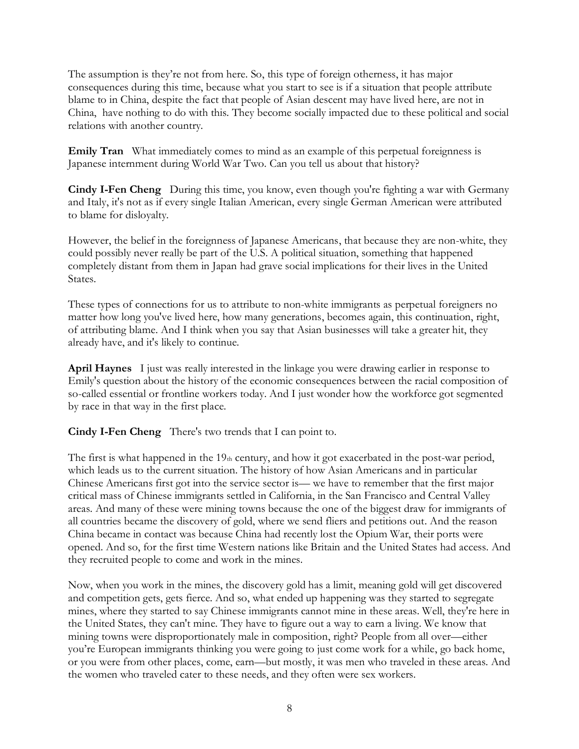The assumption is they're not from here. So, this type of foreign otherness, it has major consequences during this time, because what you start to see is if a situation that people attribute blame to in China, despite the fact that people of Asian descent may have lived here, are not in China, have nothing to do with this. They become socially impacted due to these political and social relations with another country.

**Emily Tran** What immediately comes to mind as an example of this perpetual foreignness is Japanese internment during World War Two. Can you tell us about that history?

**Cindy I-Fen Cheng** During this time, you know, even though you're fighting a war with Germany and Italy, it's not as if every single Italian American, every single German American were attributed to blame for disloyalty.

However, the belief in the foreignness of Japanese Americans, that because they are non-white, they could possibly never really be part of the U.S. A political situation, something that happened completely distant from them in Japan had grave social implications for their lives in the United States.

These types of connections for us to attribute to non-white immigrants as perpetual foreigners no matter how long you've lived here, how many generations, becomes again, this continuation, right, of attributing blame. And I think when you say that Asian businesses will take a greater hit, they already have, and it's likely to continue.

**April Haynes** I just was really interested in the linkage you were drawing earlier in response to Emily's question about the history of the economic consequences between the racial composition of so-called essential or frontline workers today. And I just wonder how the workforce got segmented by race in that way in the first place.

**Cindy I-Fen Cheng** There's two trends that I can point to.

The first is what happened in the 19th century, and how it got exacerbated in the post-war period, which leads us to the current situation. The history of how Asian Americans and in particular Chinese Americans first got into the service sector is— we have to remember that the first major critical mass of Chinese immigrants settled in California, in the San Francisco and Central Valley areas. And many of these were mining towns because the one of the biggest draw for immigrants of all countries became the discovery of gold, where we send fliers and petitions out. And the reason China became in contact was because China had recently lost the Opium War, their ports were opened. And so, for the first time Western nations like Britain and the United States had access. And they recruited people to come and work in the mines.

Now, when you work in the mines, the discovery gold has a limit, meaning gold will get discovered and competition gets, gets fierce. And so, what ended up happening was they started to segregate mines, where they started to say Chinese immigrants cannot mine in these areas. Well, they're here in the United States, they can't mine. They have to figure out a way to earn a living. We know that mining towns were disproportionately male in composition, right? People from all over—either you're European immigrants thinking you were going to just come work for a while, go back home, or you were from other places, come, earn—but mostly, it was men who traveled in these areas. And the women who traveled cater to these needs, and they often were sex workers.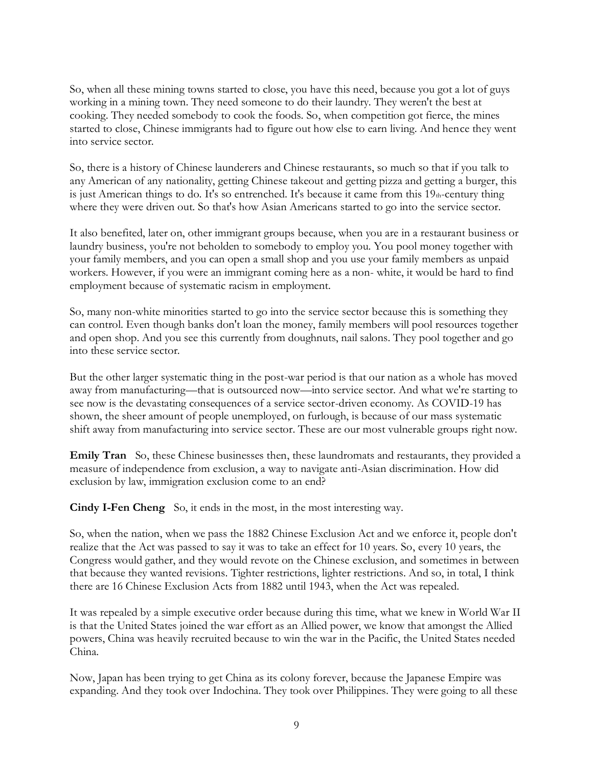So, when all these mining towns started to close, you have this need, because you got a lot of guys working in a mining town. They need someone to do their laundry. They weren't the best at cooking. They needed somebody to cook the foods. So, when competition got fierce, the mines started to close, Chinese immigrants had to figure out how else to earn living. And hence they went into service sector.

So, there is a history of Chinese launderers and Chinese restaurants, so much so that if you talk to any American of any nationality, getting Chinese takeout and getting pizza and getting a burger, this is just American things to do. It's so entrenched. It's because it came from this 19th-century thing where they were driven out. So that's how Asian Americans started to go into the service sector.

It also benefited, later on, other immigrant groups because, when you are in a restaurant business or laundry business, you're not beholden to somebody to employ you. You pool money together with your family members, and you can open a small shop and you use your family members as unpaid workers. However, if you were an immigrant coming here as a non- white, it would be hard to find employment because of systematic racism in employment.

So, many non-white minorities started to go into the service sector because this is something they can control. Even though banks don't loan the money, family members will pool resources together and open shop. And you see this currently from doughnuts, nail salons. They pool together and go into these service sector.

But the other larger systematic thing in the post-war period is that our nation as a whole has moved away from manufacturing—that is outsourced now—into service sector. And what we're starting to see now is the devastating consequences of a service sector-driven economy. As COVID-19 has shown, the sheer amount of people unemployed, on furlough, is because of our mass systematic shift away from manufacturing into service sector. These are our most vulnerable groups right now.

**Emily Tran** So, these Chinese businesses then, these laundromats and restaurants, they provided a measure of independence from exclusion, a way to navigate anti-Asian discrimination. How did exclusion by law, immigration exclusion come to an end?

**Cindy I-Fen Cheng** So, it ends in the most, in the most interesting way.

So, when the nation, when we pass the 1882 Chinese Exclusion Act and we enforce it, people don't realize that the Act was passed to say it was to take an effect for 10 years. So, every 10 years, the Congress would gather, and they would revote on the Chinese exclusion, and sometimes in between that because they wanted revisions. Tighter restrictions, lighter restrictions. And so, in total, I think there are 16 Chinese Exclusion Acts from 1882 until 1943, when the Act was repealed.

It was repealed by a simple executive order because during this time, what we knew in World War II is that the United States joined the war effort as an Allied power, we know that amongst the Allied powers, China was heavily recruited because to win the war in the Pacific, the United States needed China.

Now, Japan has been trying to get China as its colony forever, because the Japanese Empire was expanding. And they took over Indochina. They took over Philippines. They were going to all these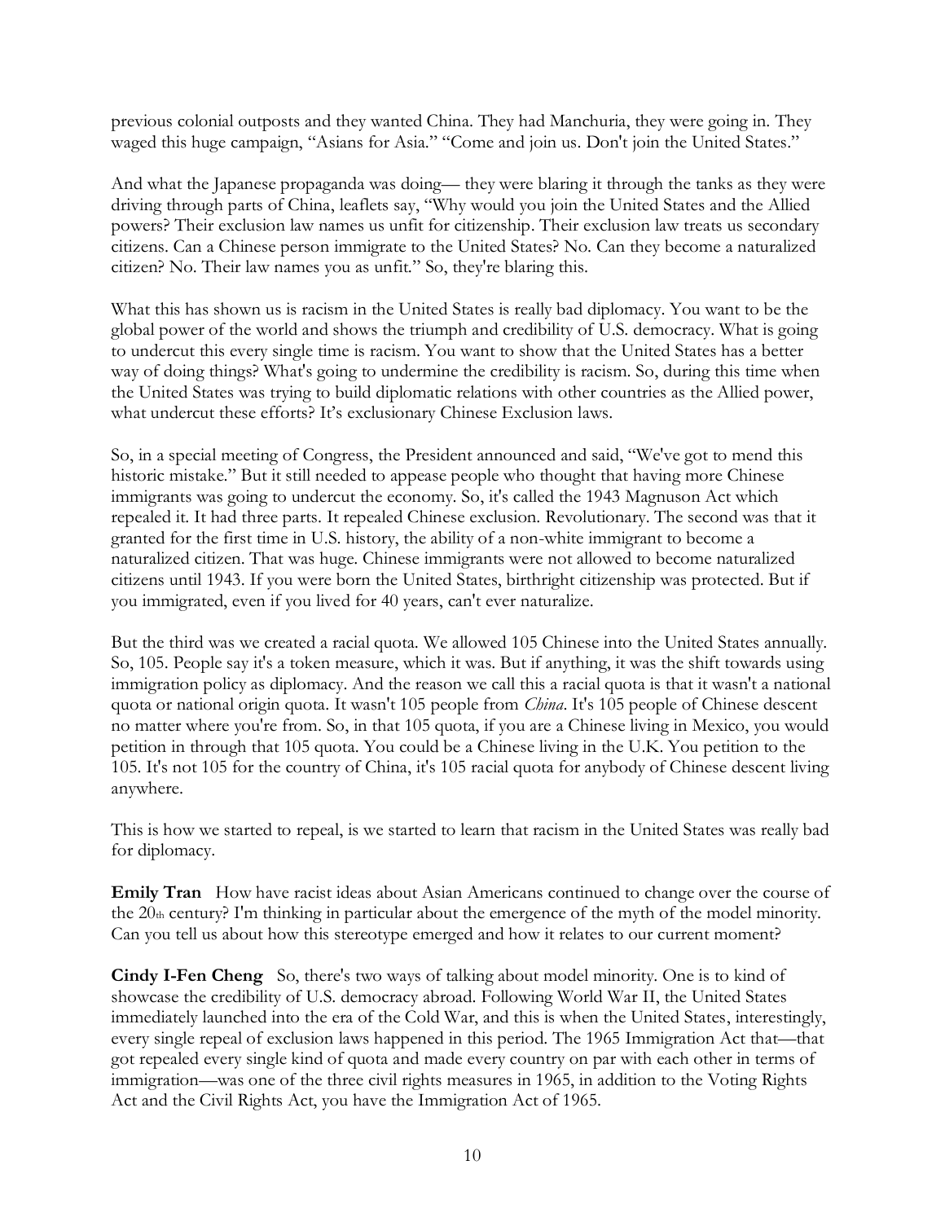previous colonial outposts and they wanted China. They had Manchuria, they were going in. They waged this huge campaign, "Asians for Asia." "Come and join us. Don't join the United States."

And what the Japanese propaganda was doing— they were blaring it through the tanks as they were driving through parts of China, leaflets say, "Why would you join the United States and the Allied powers? Their exclusion law names us unfit for citizenship. Their exclusion law treats us secondary citizens. Can a Chinese person immigrate to the United States? No. Can they become a naturalized citizen? No. Their law names you as unfit." So, they're blaring this.

What this has shown us is racism in the United States is really bad diplomacy. You want to be the global power of the world and shows the triumph and credibility of U.S. democracy. What is going to undercut this every single time is racism. You want to show that the United States has a better way of doing things? What's going to undermine the credibility is racism. So, during this time when the United States was trying to build diplomatic relations with other countries as the Allied power, what undercut these efforts? It's exclusionary Chinese Exclusion laws.

So, in a special meeting of Congress, the President announced and said, "We've got to mend this historic mistake." But it still needed to appease people who thought that having more Chinese immigrants was going to undercut the economy. So, it's called the 1943 Magnuson Act which repealed it. It had three parts. It repealed Chinese exclusion. Revolutionary. The second was that it granted for the first time in U.S. history, the ability of a non-white immigrant to become a naturalized citizen. That was huge. Chinese immigrants were not allowed to become naturalized citizens until 1943. If you were born the United States, birthright citizenship was protected. But if you immigrated, even if you lived for 40 years, can't ever naturalize.

But the third was we created a racial quota. We allowed 105 Chinese into the United States annually. So, 105. People say it's a token measure, which it was. But if anything, it was the shift towards using immigration policy as diplomacy. And the reason we call this a racial quota is that it wasn't a national quota or national origin quota. It wasn't 105 people from *China*. It's 105 people of Chinese descent no matter where you're from. So, in that 105 quota, if you are a Chinese living in Mexico, you would petition in through that 105 quota. You could be a Chinese living in the U.K. You petition to the 105. It's not 105 for the country of China, it's 105 racial quota for anybody of Chinese descent living anywhere.

This is how we started to repeal, is we started to learn that racism in the United States was really bad for diplomacy.

**Emily Tran** How have racist ideas about Asian Americans continued to change over the course of the 20th century? I'm thinking in particular about the emergence of the myth of the model minority. Can you tell us about how this stereotype emerged and how it relates to our current moment?

**Cindy I-Fen Cheng** So, there's two ways of talking about model minority. One is to kind of showcase the credibility of U.S. democracy abroad. Following World War II, the United States immediately launched into the era of the Cold War, and this is when the United States, interestingly, every single repeal of exclusion laws happened in this period. The 1965 Immigration Act that—that got repealed every single kind of quota and made every country on par with each other in terms of immigration—was one of the three civil rights measures in 1965, in addition to the Voting Rights Act and the Civil Rights Act, you have the Immigration Act of 1965.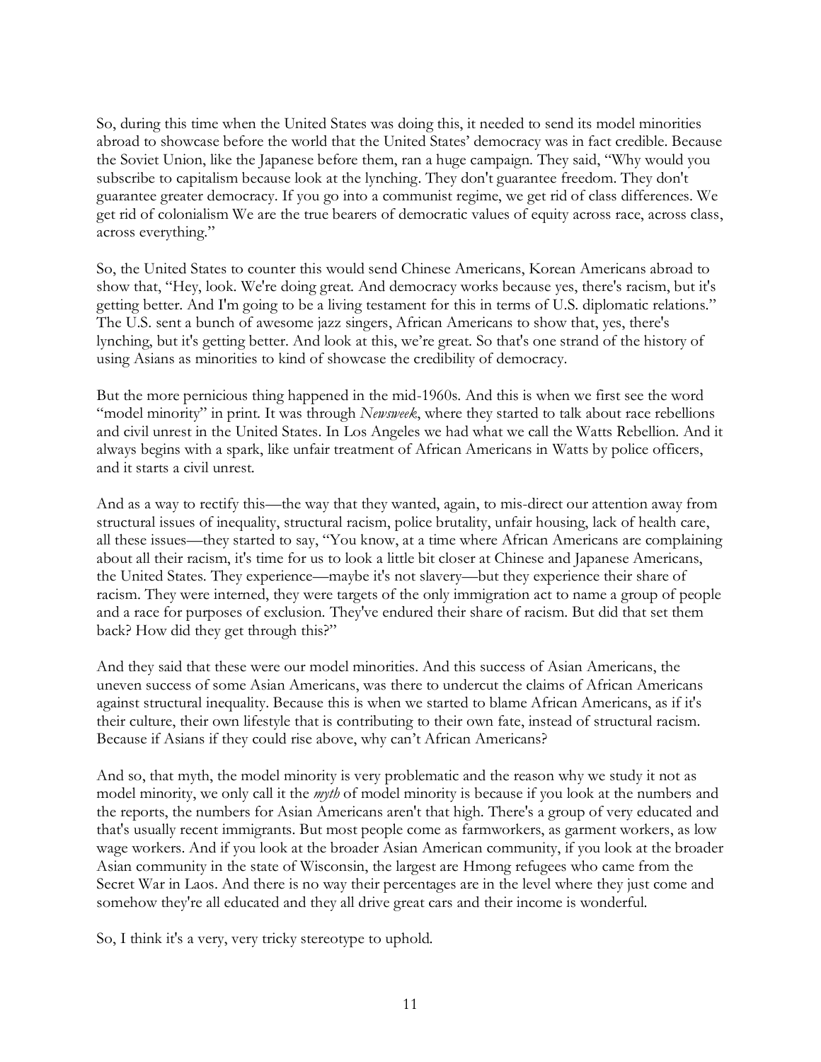So, during this time when the United States was doing this, it needed to send its model minorities abroad to showcase before the world that the United States' democracy was in fact credible. Because the Soviet Union, like the Japanese before them, ran a huge campaign. They said, "Why would you subscribe to capitalism because look at the lynching. They don't guarantee freedom. They don't guarantee greater democracy. If you go into a communist regime, we get rid of class differences. We get rid of colonialism We are the true bearers of democratic values of equity across race, across class, across everything."

So, the United States to counter this would send Chinese Americans, Korean Americans abroad to show that, "Hey, look. We're doing great. And democracy works because yes, there's racism, but it's getting better. And I'm going to be a living testament for this in terms of U.S. diplomatic relations." The U.S. sent a bunch of awesome jazz singers, African Americans to show that, yes, there's lynching, but it's getting better. And look at this, we're great. So that's one strand of the history of using Asians as minorities to kind of showcase the credibility of democracy.

But the more pernicious thing happened in the mid-1960s. And this is when we first see the word "model minority" in print. It was through *Newsweek*, where they started to talk about race rebellions and civil unrest in the United States. In Los Angeles we had what we call the Watts Rebellion. And it always begins with a spark, like unfair treatment of African Americans in Watts by police officers, and it starts a civil unrest.

And as a way to rectify this—the way that they wanted, again, to mis-direct our attention away from structural issues of inequality, structural racism, police brutality, unfair housing, lack of health care, all these issues—they started to say, "You know, at a time where African Americans are complaining about all their racism, it's time for us to look a little bit closer at Chinese and Japanese Americans, the United States. They experience—maybe it's not slavery—but they experience their share of racism. They were interned, they were targets of the only immigration act to name a group of people and a race for purposes of exclusion. They've endured their share of racism. But did that set them back? How did they get through this?"

And they said that these were our model minorities. And this success of Asian Americans, the uneven success of some Asian Americans, was there to undercut the claims of African Americans against structural inequality. Because this is when we started to blame African Americans, as if it's their culture, their own lifestyle that is contributing to their own fate, instead of structural racism. Because if Asians if they could rise above, why can't African Americans?

And so, that myth, the model minority is very problematic and the reason why we study it not as model minority, we only call it the *myth* of model minority is because if you look at the numbers and the reports, the numbers for Asian Americans aren't that high. There's a group of very educated and that's usually recent immigrants. But most people come as farmworkers, as garment workers, as low wage workers. And if you look at the broader Asian American community, if you look at the broader Asian community in the state of Wisconsin, the largest are Hmong refugees who came from the Secret War in Laos. And there is no way their percentages are in the level where they just come and somehow they're all educated and they all drive great cars and their income is wonderful.

So, I think it's a very, very tricky stereotype to uphold.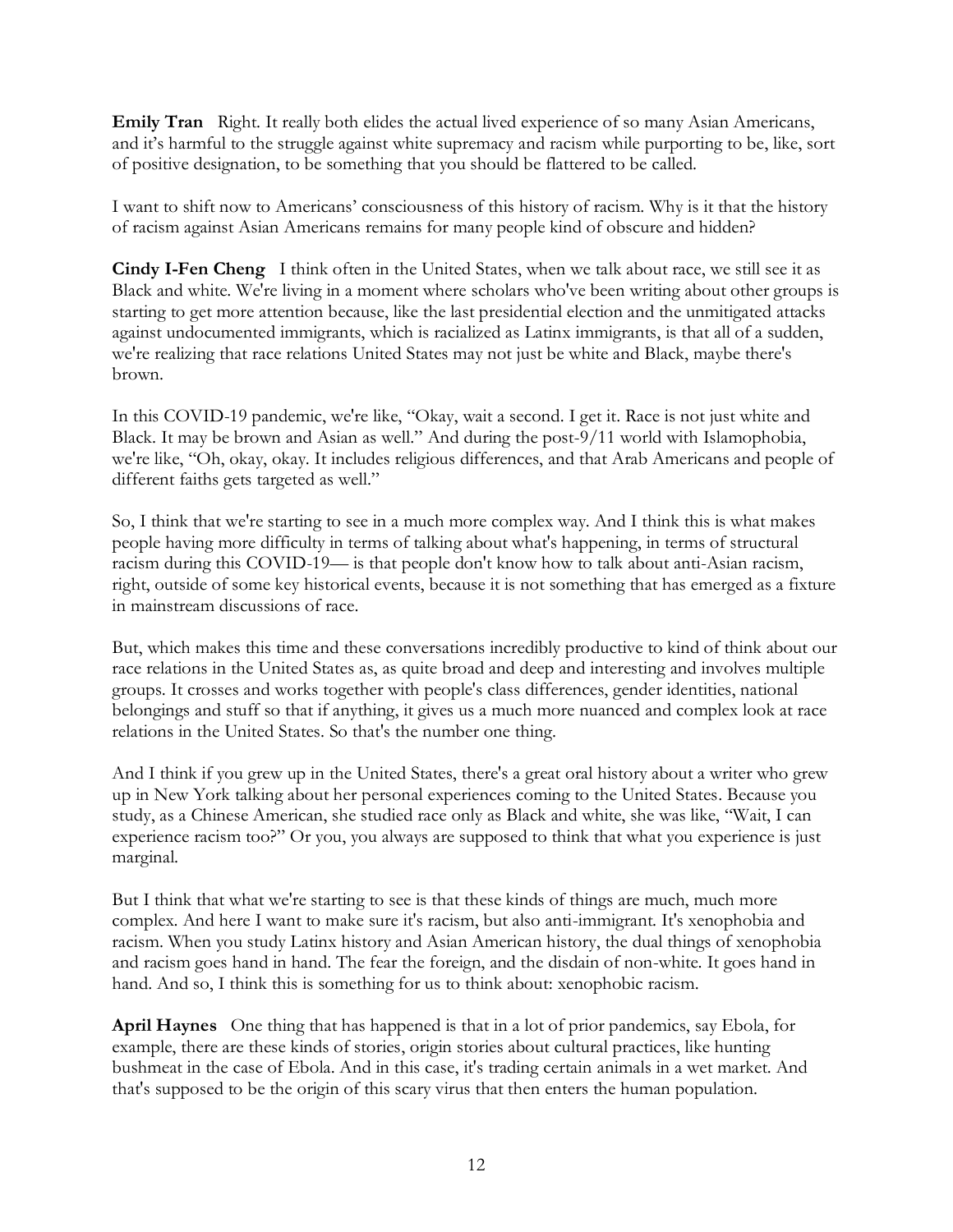**Emily Tran** Right. It really both elides the actual lived experience of so many Asian Americans, and it's harmful to the struggle against white supremacy and racism while purporting to be, like, sort of positive designation, to be something that you should be flattered to be called.

I want to shift now to Americans' consciousness of this history of racism. Why is it that the history of racism against Asian Americans remains for many people kind of obscure and hidden?

**Cindy I-Fen Cheng** I think often in the United States, when we talk about race, we still see it as Black and white. We're living in a moment where scholars who've been writing about other groups is starting to get more attention because, like the last presidential election and the unmitigated attacks against undocumented immigrants, which is racialized as Latinx immigrants, is that all of a sudden, we're realizing that race relations United States may not just be white and Black, maybe there's brown.

In this COVID-19 pandemic, we're like, "Okay, wait a second. I get it. Race is not just white and Black. It may be brown and Asian as well." And during the post-9/11 world with Islamophobia, we're like, "Oh, okay, okay. It includes religious differences, and that Arab Americans and people of different faiths gets targeted as well."

So, I think that we're starting to see in a much more complex way. And I think this is what makes people having more difficulty in terms of talking about what's happening, in terms of structural racism during this COVID-19— is that people don't know how to talk about anti-Asian racism, right, outside of some key historical events, because it is not something that has emerged as a fixture in mainstream discussions of race.

But, which makes this time and these conversations incredibly productive to kind of think about our race relations in the United States as, as quite broad and deep and interesting and involves multiple groups. It crosses and works together with people's class differences, gender identities, national belongings and stuff so that if anything, it gives us a much more nuanced and complex look at race relations in the United States. So that's the number one thing.

And I think if you grew up in the United States, there's a great oral history about a writer who grew up in New York talking about her personal experiences coming to the United States. Because you study, as a Chinese American, she studied race only as Black and white, she was like, "Wait, I can experience racism too?" Or you, you always are supposed to think that what you experience is just marginal.

But I think that what we're starting to see is that these kinds of things are much, much more complex. And here I want to make sure it's racism, but also anti-immigrant. It's xenophobia and racism. When you study Latinx history and Asian American history, the dual things of xenophobia and racism goes hand in hand. The fear the foreign, and the disdain of non-white. It goes hand in hand. And so, I think this is something for us to think about: xenophobic racism.

**April Haynes** One thing that has happened is that in a lot of prior pandemics, say Ebola, for example, there are these kinds of stories, origin stories about cultural practices, like hunting bushmeat in the case of Ebola. And in this case, it's trading certain animals in a wet market. And that's supposed to be the origin of this scary virus that then enters the human population.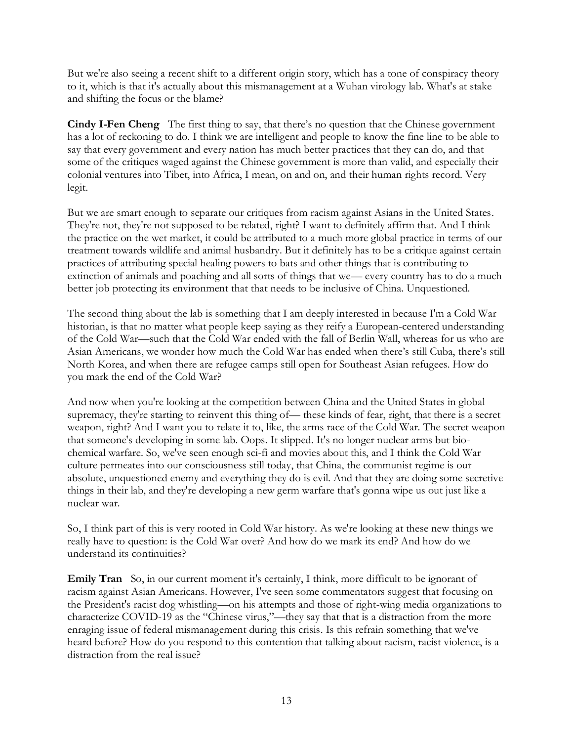But we're also seeing a recent shift to a different origin story, which has a tone of conspiracy theory to it, which is that it's actually about this mismanagement at a Wuhan virology lab. What's at stake and shifting the focus or the blame?

**Cindy I-Fen Cheng** The first thing to say, that there's no question that the Chinese government has a lot of reckoning to do. I think we are intelligent and people to know the fine line to be able to say that every government and every nation has much better practices that they can do, and that some of the critiques waged against the Chinese government is more than valid, and especially their colonial ventures into Tibet, into Africa, I mean, on and on, and their human rights record. Very legit.

But we are smart enough to separate our critiques from racism against Asians in the United States. They're not, they're not supposed to be related, right? I want to definitely affirm that. And I think the practice on the wet market, it could be attributed to a much more global practice in terms of our treatment towards wildlife and animal husbandry. But it definitely has to be a critique against certain practices of attributing special healing powers to bats and other things that is contributing to extinction of animals and poaching and all sorts of things that we— every country has to do a much better job protecting its environment that that needs to be inclusive of China. Unquestioned.

The second thing about the lab is something that I am deeply interested in because I'm a Cold War historian, is that no matter what people keep saying as they reify a European-centered understanding of the Cold War—such that the Cold War ended with the fall of Berlin Wall, whereas for us who are Asian Americans, we wonder how much the Cold War has ended when there's still Cuba, there's still North Korea, and when there are refugee camps still open for Southeast Asian refugees. How do you mark the end of the Cold War?

And now when you're looking at the competition between China and the United States in global supremacy, they're starting to reinvent this thing of— these kinds of fear, right, that there is a secret weapon, right? And I want you to relate it to, like, the arms race of the Cold War. The secret weapon that someone's developing in some lab. Oops. It slipped. It's no longer nuclear arms but bio-chemical warfare. So, we've seen enough sci-fi and movies about this, and I think the Cold War culture permeates into our consciousness still today, that China, the communist regime is our absolute, unquestioned enemy and everything they do is evil. And that they are doing some secretive things in their lab, and they're developing a new germ warfare that's gonna wipe us out just like a nuclear war.

So, I think part of this is very rooted in Cold War history. As we're looking at these new things we really have to question: is the Cold War over? And how do we mark its end? And how do we understand its continuities?

**Emily Tran** So, in our current moment it's certainly, I think, more difficult to be ignorant of racism against Asian Americans. However, I've seen some commentators suggest that focusing on the President's racist dog whistling—on his attempts and those of right-wing media organizations to characterize COVID-19 as the "Chinese virus,"—they say that that is a distraction from the more enraging issue of federal mismanagement during this crisis. Is this refrain something that we've heard before? How do you respond to this contention that talking about racism, racist violence, is a distraction from the real issue?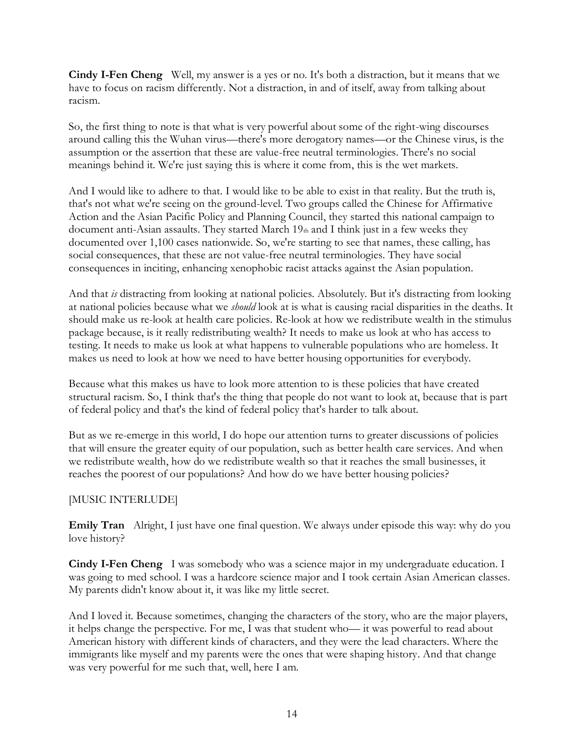**Cindy I-Fen Cheng** Well, my answer is a yes or no. It's both a distraction, but it means that we have to focus on racism differently. Not a distraction, in and of itself, away from talking about racism.

So, the first thing to note is that what is very powerful about some of the right-wing discourses around calling this the Wuhan virus—there's more derogatory names—or the Chinese virus, is the assumption or the assertion that these are value-free neutral terminologies. There's no social meanings behind it. We're just saying this is where it come from, this is the wet markets.

And I would like to adhere to that. I would like to be able to exist in that reality. But the truth is, that's not what we're seeing on the ground-level. Two groups called the Chinese for Affirmative Action and the Asian Pacific Policy and Planning Council, they started this national campaign to document anti-Asian assaults. They started March 19th and I think just in a few weeks they documented over 1,100 cases nationwide. So, we're starting to see that names, these calling, has social consequences, that these are not value-free neutral terminologies. They have social consequences in inciting, enhancing xenophobic racist attacks against the Asian population.

And that *is* distracting from looking at national policies. Absolutely. But it's distracting from looking at national policies because what we *should* look at is what is causing racial disparities in the deaths. It should make us re-look at health care policies. Re-look at how we redistribute wealth in the stimulus package because, is it really redistributing wealth? It needs to make us look at who has access to testing. It needs to make us look at what happens to vulnerable populations who are homeless. It makes us need to look at how we need to have better housing opportunities for everybody.

Because what this makes us have to look more attention to is these policies that have created structural racism. So, I think that's the thing that people do not want to look at, because that is part of federal policy and that's the kind of federal policy that's harder to talk about.

But as we re-emerge in this world, I do hope our attention turns to greater discussions of policies that will ensure the greater equity of our population, such as better health care services. And when we redistribute wealth, how do we redistribute wealth so that it reaches the small businesses, it reaches the poorest of our populations? And how do we have better housing policies?

[MUSIC INTERLUDE]

**Emily Tran** Alright, I just have one final question. We always under episode this way: why do you love history?

**Cindy I-Fen Cheng** I was somebody who was a science major in my undergraduate education. I was going to med school. I was a hardcore science major and I took certain Asian American classes. My parents didn't know about it, it was like my little secret.

And I loved it. Because sometimes, changing the characters of the story, who are the major players, it helps change the perspective. For me, I was that student who— it was powerful to read about American history with different kinds of characters, and they were the lead characters. Where the immigrants like myself and my parents were the ones that were shaping history. And that change was very powerful for me such that, well, here I am.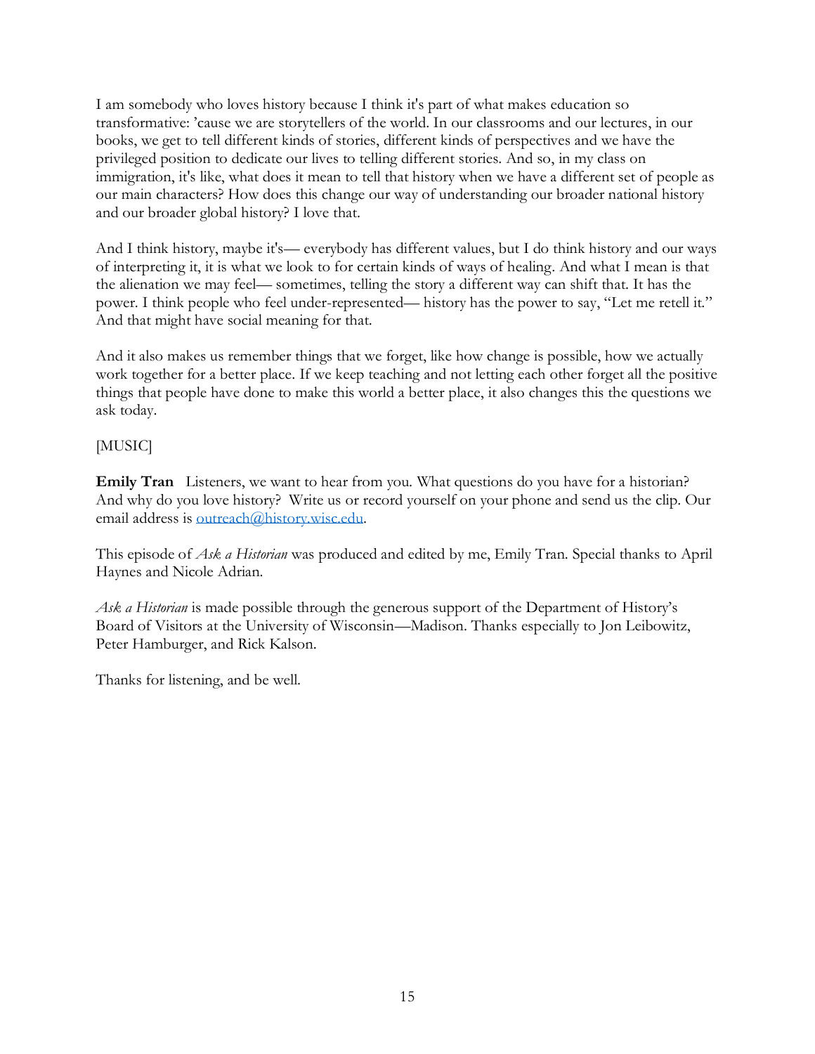I am somebody who loves history because I think it's part of what makes education so transformative: 'cause we are storytellers of the world. In our classrooms and our lectures, in our books, we get to tell different kinds of stories, different kinds of perspectives and we have the privileged position to dedicate our lives to telling different stories. And so, in my class on immigration, it's like, what does it mean to tell that history when we have a different set of people as our main characters? How does this change our way of understanding our broader national history and our broader global history? I love that.

And I think history, maybe it's— everybody has different values, but I do think history and our ways of interpreting it, it is what we look to for certain kinds of ways of healing. And what I mean is that the alienation we may feel— sometimes, telling the story a different way can shift that. It has the power. I think people who feel under-represented— history has the power to say, "Let me retell it." And that might have social meaning for that.

And it also makes us remember things that we forget, like how change is possible, how we actually work together for a better place. If we keep teaching and not letting each other forget all the positive things that people have done to make this world a better place, it also changes this the questions we ask today.

[MUSIC]

**Emily Tran** Listeners, we want to hear from you. What questions do you have for a historian? And why do you love history? Write us or record yourself on your phone and send us the clip. Our email address is outreach@history.wisc.edu.

This episode of *Ask a Historian* was produced and edited by me, Emily Tran. Special thanks to April Haynes and Nicole Adrian.

*Ask a Historian* is made possible through the generous support of the Department of History's Board of Visitors at the University of Wisconsin—Madison. Thanks especially to Jon Leibowitz, Peter Hamburger, and Rick Kalson.

Thanks for listening, and be well.